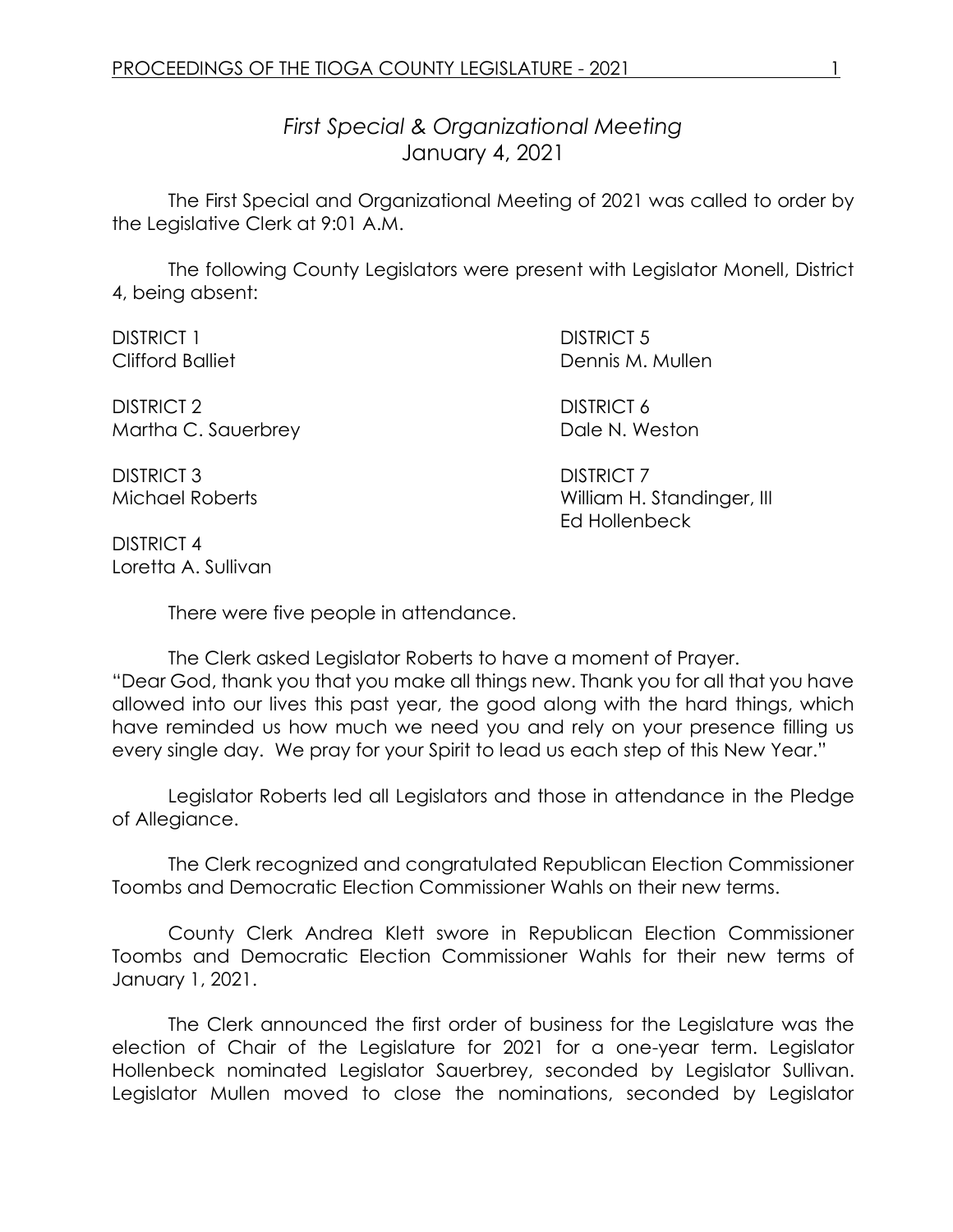# *First Special & Organizational Meeting*
January 4, 2021

The First Special and Organizational Meeting of 2021 was called to order by the Legislative Clerk at 9:01 A.M.

The following County Legislators were present with Legislator Monell, District 4, being absent:

DISTRICT 1
Clifford Balliet

DISTRICT 2
Martha C. Sauerbrey

DISTRICT 3
Michael Roberts

DISTRICT 4
Loretta A. Sullivan

DISTRICT 5
Dennis M. Mullen

DISTRICT 6
Dale N. Weston

DISTRICT 7
William H. Standinger, III
Ed Hollenbeck

There were five people in attendance.

The Clerk asked Legislator Roberts to have a moment of Prayer.
"Dear God, thank you that you make all things new. Thank you for all that you have allowed into our lives this past year, the good along with the hard things, which have reminded us how much we need you and rely on your presence filling us every single day. We pray for your Spirit to lead us each step of this New Year."

Legislator Roberts led all Legislators and those in attendance in the Pledge of Allegiance.

The Clerk recognized and congratulated Republican Election Commissioner Toombs and Democratic Election Commissioner Wahls on their new terms.

County Clerk Andrea Klett swore in Republican Election Commissioner Toombs and Democratic Election Commissioner Wahls for their new terms of January 1, 2021.

The Clerk announced the first order of business for the Legislature was the election of Chair of the Legislature for 2021 for a one-year term. Legislator Hollenbeck nominated Legislator Sauerbrey, seconded by Legislator Sullivan. Legislator Mullen moved to close the nominations, seconded by Legislator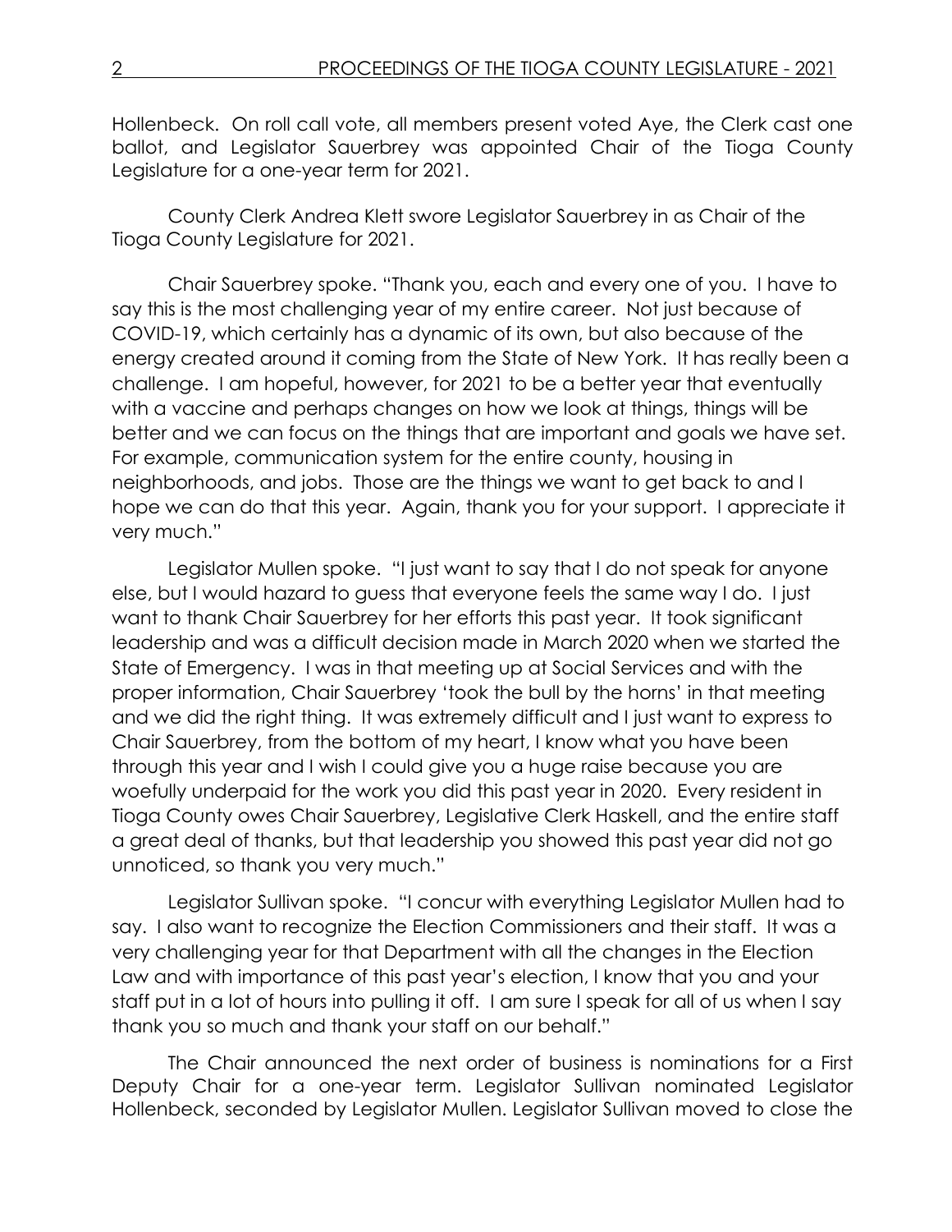Hollenbeck. On roll call vote, all members present voted Aye, the Clerk cast one ballot, and Legislator Sauerbrey was appointed Chair of the Tioga County Legislature for a one-year term for 2021.

County Clerk Andrea Klett swore Legislator Sauerbrey in as Chair of the Tioga County Legislature for 2021.

Chair Sauerbrey spoke. "Thank you, each and every one of you. I have to say this is the most challenging year of my entire career. Not just because of COVID-19, which certainly has a dynamic of its own, but also because of the energy created around it coming from the State of New York. It has really been a challenge. I am hopeful, however, for 2021 to be a better year that eventually with a vaccine and perhaps changes on how we look at things, things will be better and we can focus on the things that are important and goals we have set. For example, communication system for the entire county, housing in neighborhoods, and jobs. Those are the things we want to get back to and I hope we can do that this year. Again, thank you for your support. I appreciate it very much."

Legislator Mullen spoke. "I just want to say that I do not speak for anyone else, but I would hazard to guess that everyone feels the same way I do. I just want to thank Chair Sauerbrey for her efforts this past year. It took significant leadership and was a difficult decision made in March 2020 when we started the State of Emergency. I was in that meeting up at Social Services and with the proper information, Chair Sauerbrey 'took the bull by the horns' in that meeting and we did the right thing. It was extremely difficult and I just want to express to Chair Sauerbrey, from the bottom of my heart, I know what you have been through this year and I wish I could give you a huge raise because you are woefully underpaid for the work you did this past year in 2020. Every resident in Tioga County owes Chair Sauerbrey, Legislative Clerk Haskell, and the entire staff a great deal of thanks, but that leadership you showed this past year did not go unnoticed, so thank you very much."

Legislator Sullivan spoke. "I concur with everything Legislator Mullen had to say. I also want to recognize the Election Commissioners and their staff. It was a very challenging year for that Department with all the changes in the Election Law and with importance of this past year's election, I know that you and your staff put in a lot of hours into pulling it off. I am sure I speak for all of us when I say thank you so much and thank your staff on our behalf."

The Chair announced the next order of business is nominations for a First Deputy Chair for a one-year term. Legislator Sullivan nominated Legislator Hollenbeck, seconded by Legislator Mullen. Legislator Sullivan moved to close the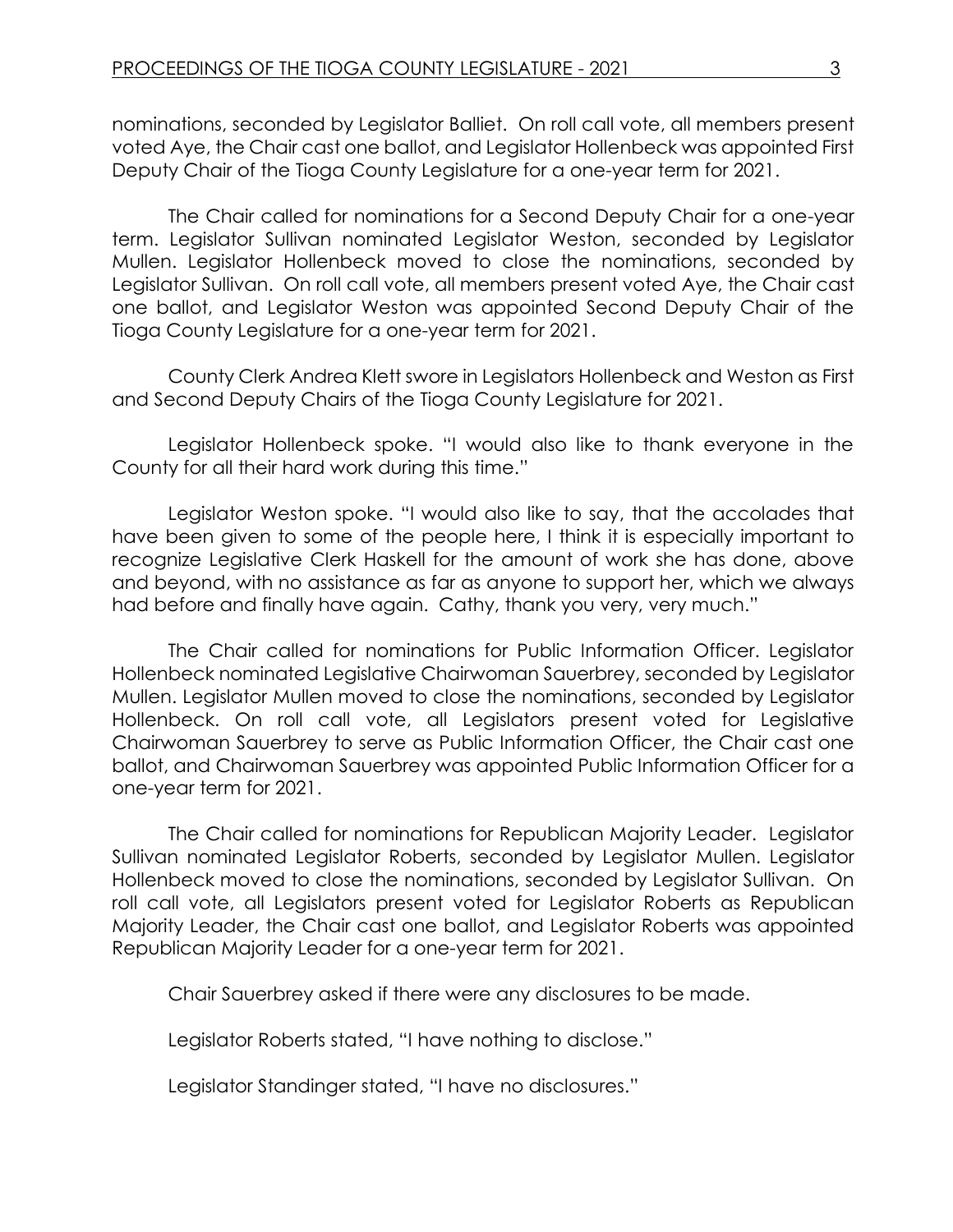nominations, seconded by Legislator Balliet. On roll call vote, all members present voted Aye, the Chair cast one ballot, and Legislator Hollenbeck was appointed First Deputy Chair of the Tioga County Legislature for a one-year term for 2021.

The Chair called for nominations for a Second Deputy Chair for a one-year term. Legislator Sullivan nominated Legislator Weston, seconded by Legislator Mullen. Legislator Hollenbeck moved to close the nominations, seconded by Legislator Sullivan. On roll call vote, all members present voted Aye, the Chair cast one ballot, and Legislator Weston was appointed Second Deputy Chair of the Tioga County Legislature for a one-year term for 2021.

County Clerk Andrea Klett swore in Legislators Hollenbeck and Weston as First and Second Deputy Chairs of the Tioga County Legislature for 2021.

Legislator Hollenbeck spoke. "I would also like to thank everyone in the County for all their hard work during this time."

Legislator Weston spoke. "I would also like to say, that the accolades that have been given to some of the people here, I think it is especially important to recognize Legislative Clerk Haskell for the amount of work she has done, above and beyond, with no assistance as far as anyone to support her, which we always had before and finally have again. Cathy, thank you very, very much."

The Chair called for nominations for Public Information Officer. Legislator Hollenbeck nominated Legislative Chairwoman Sauerbrey, seconded by Legislator Mullen. Legislator Mullen moved to close the nominations, seconded by Legislator Hollenbeck. On roll call vote, all Legislators present voted for Legislative Chairwoman Sauerbrey to serve as Public Information Officer, the Chair cast one ballot, and Chairwoman Sauerbrey was appointed Public Information Officer for a one-year term for 2021.

The Chair called for nominations for Republican Majority Leader. Legislator Sullivan nominated Legislator Roberts, seconded by Legislator Mullen. Legislator Hollenbeck moved to close the nominations, seconded by Legislator Sullivan. On roll call vote, all Legislators present voted for Legislator Roberts as Republican Majority Leader, the Chair cast one ballot, and Legislator Roberts was appointed Republican Majority Leader for a one-year term for 2021.

Chair Sauerbrey asked if there were any disclosures to be made.

Legislator Roberts stated, "I have nothing to disclose."

Legislator Standinger stated, "I have no disclosures."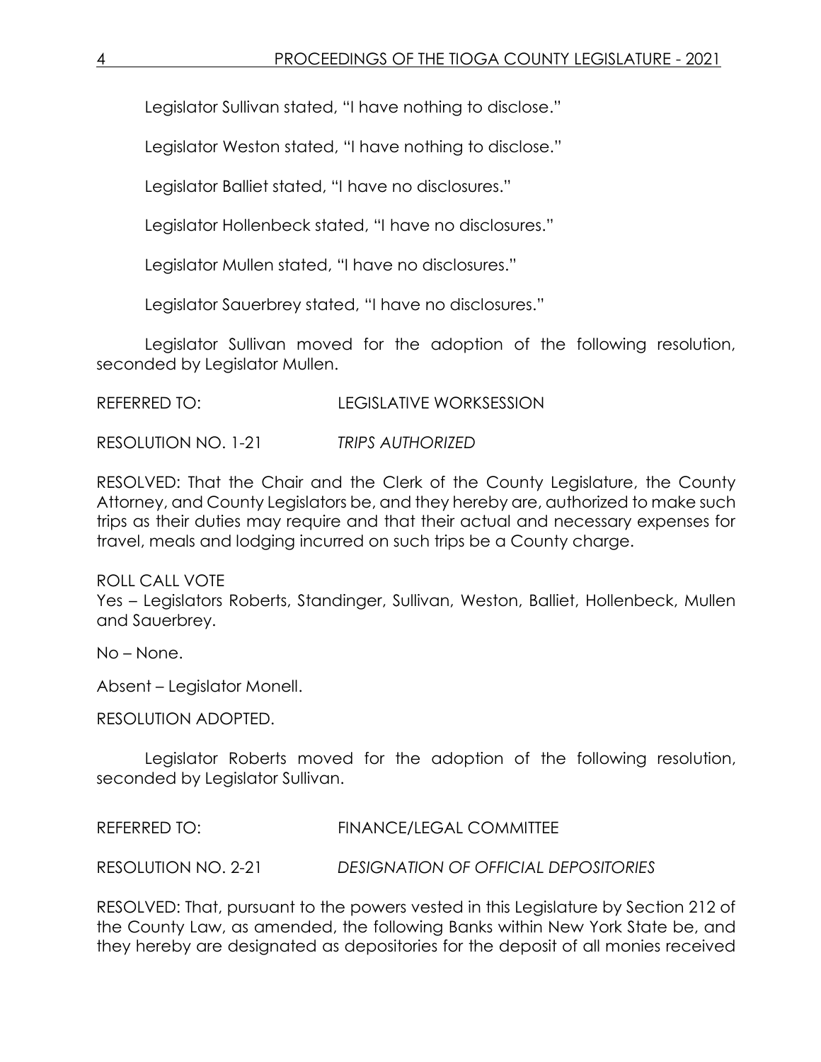Legislator Sullivan stated, "I have nothing to disclose."

Legislator Weston stated, "I have nothing to disclose."

Legislator Balliet stated, "I have no disclosures."

Legislator Hollenbeck stated, "I have no disclosures."

Legislator Mullen stated, "I have no disclosures."

Legislator Sauerbrey stated, "I have no disclosures."

Legislator Sullivan moved for the adoption of the following resolution, seconded by Legislator Mullen.

REFERRED TO: LEGISLATIVE WORKSESSION

RESOLUTION NO. 1-21 *TRIPS AUTHORIZED*

RESOLVED: That the Chair and the Clerk of the County Legislature, the County Attorney, and County Legislators be, and they hereby are, authorized to make such trips as their duties may require and that their actual and necessary expenses for travel, meals and lodging incurred on such trips be a County charge.

ROLL CALL VOTE
Yes – Legislators Roberts, Standinger, Sullivan, Weston, Balliet, Hollenbeck, Mullen and Sauerbrey.

No – None.

Absent – Legislator Monell.

RESOLUTION ADOPTED.

Legislator Roberts moved for the adoption of the following resolution, seconded by Legislator Sullivan.

REFERRED TO: FINANCE/LEGAL COMMITTEE

RESOLUTION NO. 2-21 *DESIGNATION OF OFFICIAL DEPOSITORIES*

RESOLVED: That, pursuant to the powers vested in this Legislature by Section 212 of the County Law, as amended, the following Banks within New York State be, and they hereby are designated as depositories for the deposit of all monies received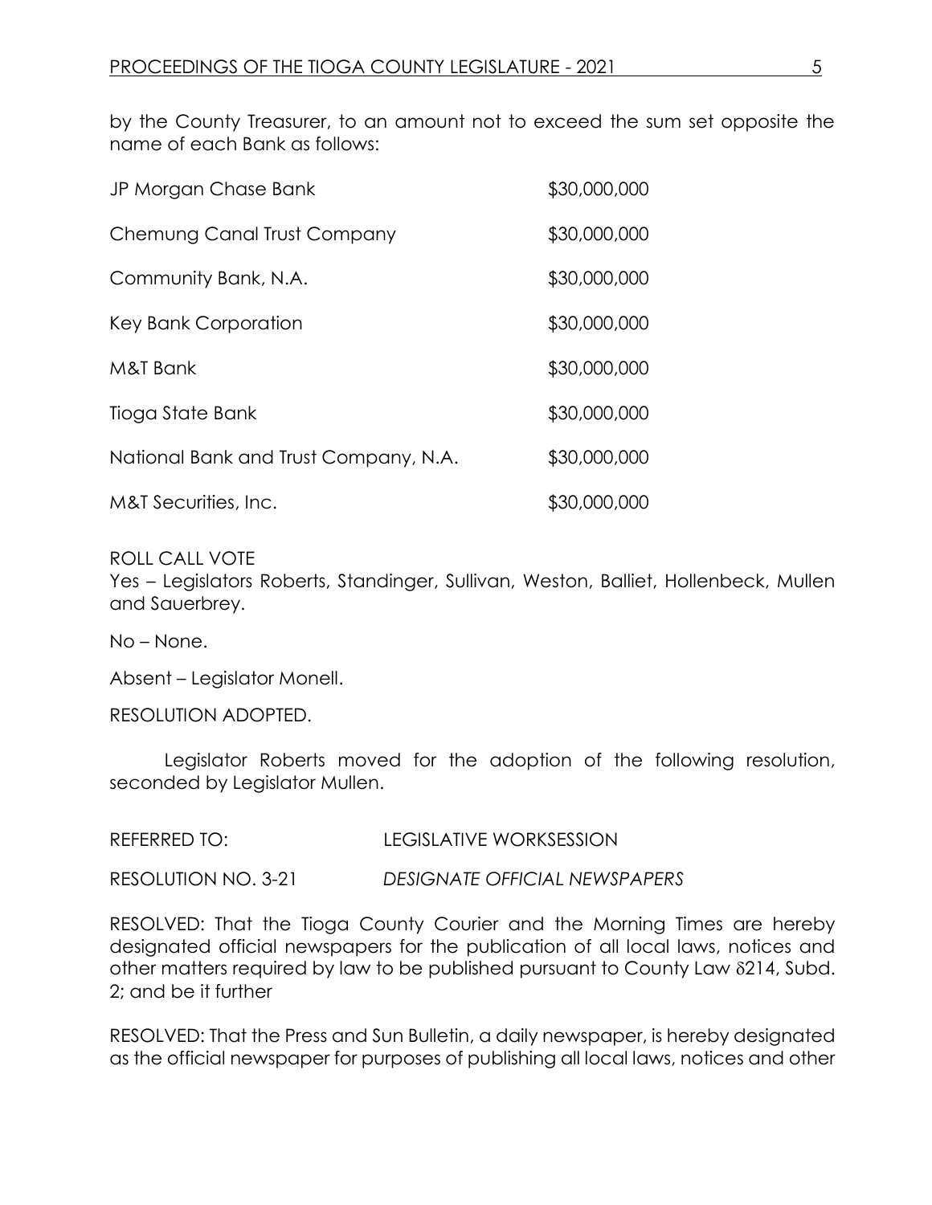by the County Treasurer, to an amount not to exceed the sum set opposite the name of each Bank as follows:

| | |
|---|---|
| JP Morgan Chase Bank | $30,000,000 |
| Chemung Canal Trust Company | $30,000,000 |
| Community Bank, N.A. | $30,000,000 |
| Key Bank Corporation | $30,000,000 |
| M&T Bank | $30,000,000 |
| Tioga State Bank | $30,000,000 |
| National Bank and Trust Company, N.A. | $30,000,000 |
| M&T Securities, Inc. | $30,000,000 |

ROLL CALL VOTE
Yes – Legislators Roberts, Standinger, Sullivan, Weston, Balliet, Hollenbeck, Mullen and Sauerbrey.

No – None.

Absent – Legislator Monell.

RESOLUTION ADOPTED.

Legislator Roberts moved for the adoption of the following resolution, seconded by Legislator Mullen.

REFERRED TO: LEGISLATIVE WORKSESSION

RESOLUTION NO. 3-21 *DESIGNATE OFFICIAL NEWSPAPERS*

RESOLVED: That the Tioga County Courier and the Morning Times are hereby designated official newspapers for the publication of all local laws, notices and other matters required by law to be published pursuant to County Law δ214, Subd. 2; and be it further

RESOLVED: That the Press and Sun Bulletin, a daily newspaper, is hereby designated as the official newspaper for purposes of publishing all local laws, notices and other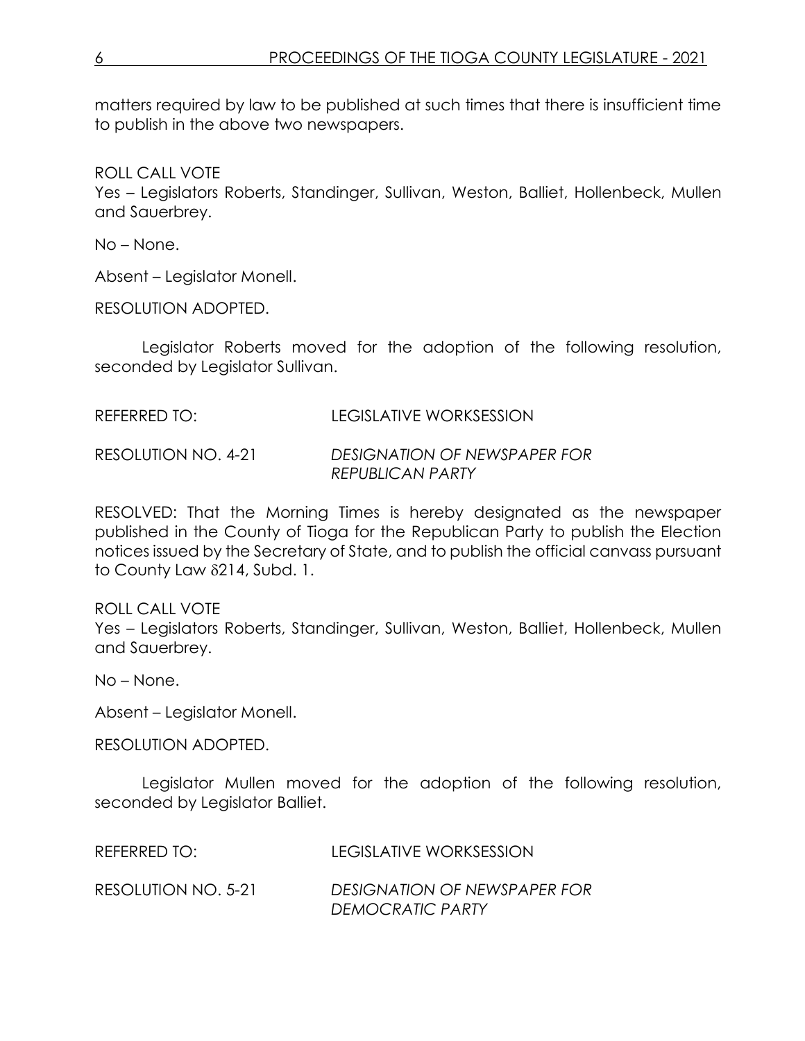matters required by law to be published at such times that there is insufficient time to publish in the above two newspapers.

ROLL CALL VOTE
Yes – Legislators Roberts, Standinger, Sullivan, Weston, Balliet, Hollenbeck, Mullen and Sauerbrey.

No – None.

Absent – Legislator Monell.

RESOLUTION ADOPTED.

Legislator Roberts moved for the adoption of the following resolution, seconded by Legislator Sullivan.

REFERRED TO: LEGISLATIVE WORKSESSION

RESOLUTION NO. 4-21 *DESIGNATION OF NEWSPAPER FOR REPUBLICAN PARTY*

RESOLVED: That the Morning Times is hereby designated as the newspaper published in the County of Tioga for the Republican Party to publish the Election notices issued by the Secretary of State, and to publish the official canvass pursuant to County Law δ214, Subd. 1.

ROLL CALL VOTE
Yes – Legislators Roberts, Standinger, Sullivan, Weston, Balliet, Hollenbeck, Mullen and Sauerbrey.

No – None.

Absent – Legislator Monell.

RESOLUTION ADOPTED.

Legislator Mullen moved for the adoption of the following resolution, seconded by Legislator Balliet.

REFERRED TO: LEGISLATIVE WORKSESSION

RESOLUTION NO. 5-21 *DESIGNATION OF NEWSPAPER FOR DEMOCRATIC PARTY*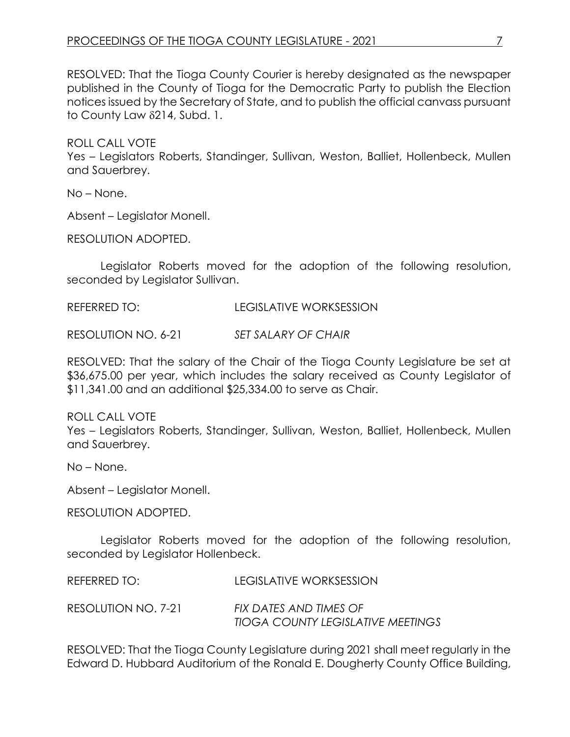RESOLVED: That the Tioga County Courier is hereby designated as the newspaper published in the County of Tioga for the Democratic Party to publish the Election notices issued by the Secretary of State, and to publish the official canvass pursuant to County Law δ214, Subd. 1.

ROLL CALL VOTE
Yes – Legislators Roberts, Standinger, Sullivan, Weston, Balliet, Hollenbeck, Mullen and Sauerbrey.

No – None.

Absent – Legislator Monell.

RESOLUTION ADOPTED.

Legislator Roberts moved for the adoption of the following resolution, seconded by Legislator Sullivan.

REFERRED TO: LEGISLATIVE WORKSESSION

RESOLUTION NO. 6-21 *SET SALARY OF CHAIR*

RESOLVED: That the salary of the Chair of the Tioga County Legislature be set at \$36,675.00 per year, which includes the salary received as County Legislator of \$11,341.00 and an additional \$25,334.00 to serve as Chair.

ROLL CALL VOTE
Yes – Legislators Roberts, Standinger, Sullivan, Weston, Balliet, Hollenbeck, Mullen and Sauerbrey.

No – None.

Absent – Legislator Monell.

RESOLUTION ADOPTED.

Legislator Roberts moved for the adoption of the following resolution, seconded by Legislator Hollenbeck.

REFERRED TO: LEGISLATIVE WORKSESSION

RESOLUTION NO. 7-21 *FIX DATES AND TIMES OF TIOGA COUNTY LEGISLATIVE MEETINGS*

RESOLVED: That the Tioga County Legislature during 2021 shall meet regularly in the Edward D. Hubbard Auditorium of the Ronald E. Dougherty County Office Building,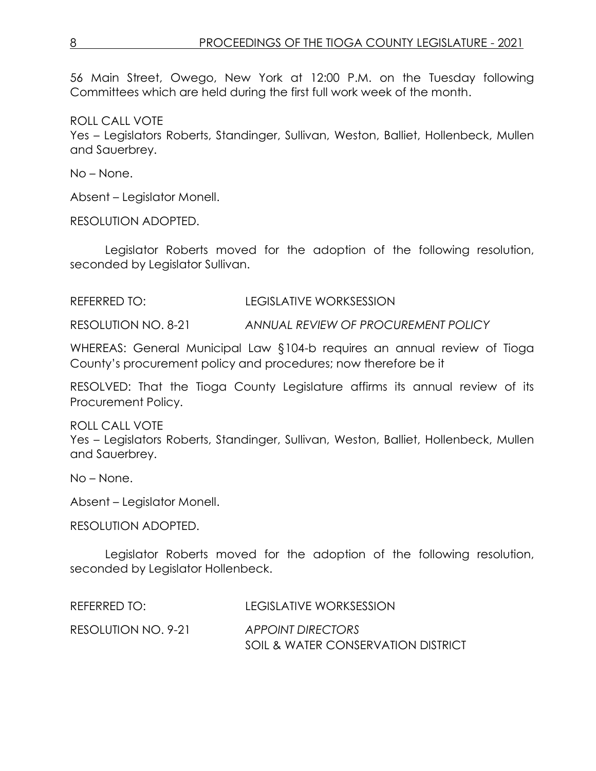56 Main Street, Owego, New York at 12:00 P.M. on the Tuesday following Committees which are held during the first full work week of the month.

ROLL CALL VOTE
Yes – Legislators Roberts, Standinger, Sullivan, Weston, Balliet, Hollenbeck, Mullen and Sauerbrey.

No – None.

Absent – Legislator Monell.

RESOLUTION ADOPTED.

Legislator Roberts moved for the adoption of the following resolution, seconded by Legislator Sullivan.

REFERRED TO: LEGISLATIVE WORKSESSION

RESOLUTION NO. 8-21 *ANNUAL REVIEW OF PROCUREMENT POLICY*

WHEREAS: General Municipal Law §104-b requires an annual review of Tioga County's procurement policy and procedures; now therefore be it

RESOLVED: That the Tioga County Legislature affirms its annual review of its Procurement Policy.

ROLL CALL VOTE
Yes – Legislators Roberts, Standinger, Sullivan, Weston, Balliet, Hollenbeck, Mullen and Sauerbrey.

No – None.

Absent – Legislator Monell.

RESOLUTION ADOPTED.

Legislator Roberts moved for the adoption of the following resolution, seconded by Legislator Hollenbeck.

REFERRED TO: LEGISLATIVE WORKSESSION

RESOLUTION NO. 9-21 *APPOINT DIRECTORS*
SOIL & WATER CONSERVATION DISTRICT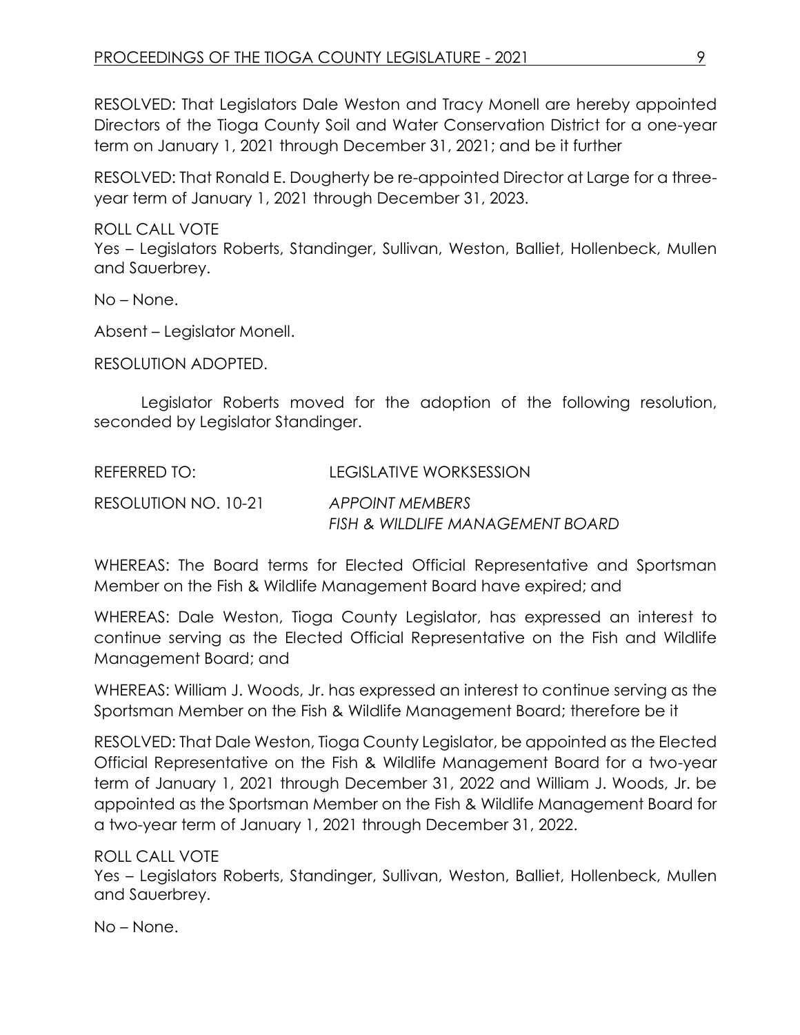RESOLVED: That Legislators Dale Weston and Tracy Monell are hereby appointed Directors of the Tioga County Soil and Water Conservation District for a one-year term on January 1, 2021 through December 31, 2021; and be it further

RESOLVED: That Ronald E. Dougherty be re-appointed Director at Large for a three-year term of January 1, 2021 through December 31, 2023.

ROLL CALL VOTE
Yes – Legislators Roberts, Standinger, Sullivan, Weston, Balliet, Hollenbeck, Mullen and Sauerbrey.

No – None.

Absent – Legislator Monell.

RESOLUTION ADOPTED.

Legislator Roberts moved for the adoption of the following resolution, seconded by Legislator Standinger.

REFERRED TO: LEGISLATIVE WORKSESSION

RESOLUTION NO. 10-21 *APPOINT MEMBERS FISH & WILDLIFE MANAGEMENT BOARD*

WHEREAS: The Board terms for Elected Official Representative and Sportsman Member on the Fish & Wildlife Management Board have expired; and

WHEREAS: Dale Weston, Tioga County Legislator, has expressed an interest to continue serving as the Elected Official Representative on the Fish and Wildlife Management Board; and

WHEREAS: William J. Woods, Jr. has expressed an interest to continue serving as the Sportsman Member on the Fish & Wildlife Management Board; therefore be it

RESOLVED: That Dale Weston, Tioga County Legislator, be appointed as the Elected Official Representative on the Fish & Wildlife Management Board for a two-year term of January 1, 2021 through December 31, 2022 and William J. Woods, Jr. be appointed as the Sportsman Member on the Fish & Wildlife Management Board for a two-year term of January 1, 2021 through December 31, 2022.

ROLL CALL VOTE
Yes – Legislators Roberts, Standinger, Sullivan, Weston, Balliet, Hollenbeck, Mullen and Sauerbrey.

No – None.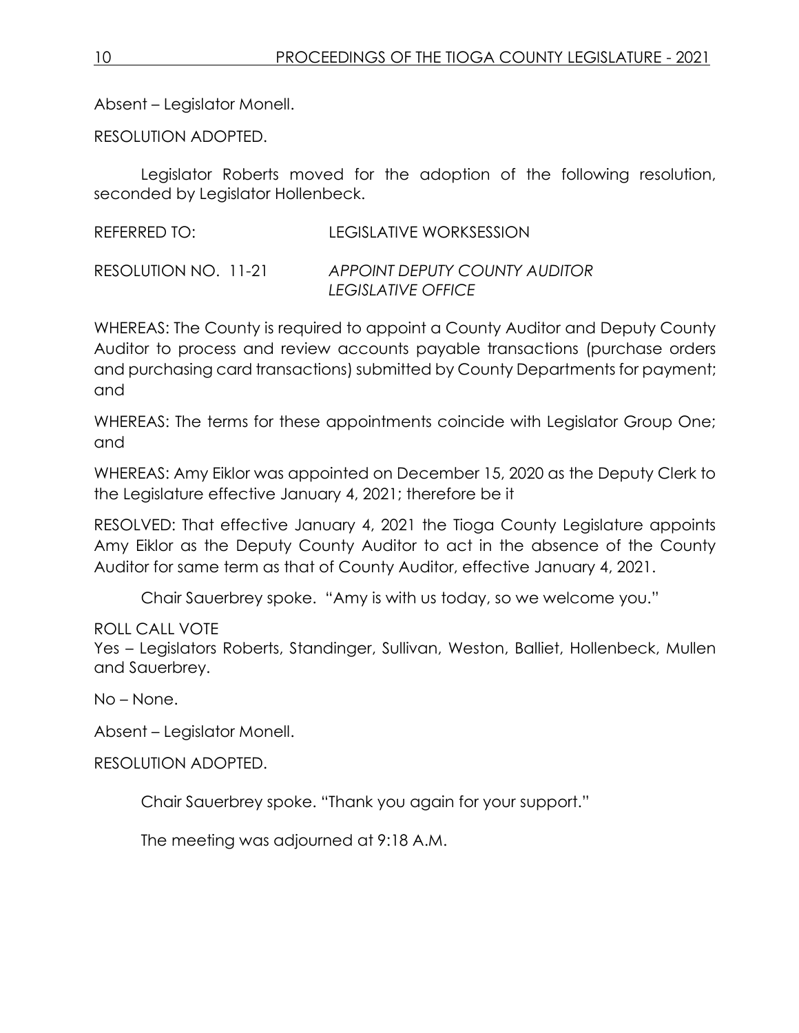Absent – Legislator Monell.

RESOLUTION ADOPTED.

Legislator Roberts moved for the adoption of the following resolution, seconded by Legislator Hollenbeck.

| | |
|---|---|
| REFERRED TO: | LEGISLATIVE WORKSESSION |
| RESOLUTION NO. 11-21 | *APPOINT DEPUTY COUNTY AUDITOR* *LEGISLATIVE OFFICE* |

WHEREAS: The County is required to appoint a County Auditor and Deputy County Auditor to process and review accounts payable transactions (purchase orders and purchasing card transactions) submitted by County Departments for payment; and

WHEREAS: The terms for these appointments coincide with Legislator Group One; and

WHEREAS: Amy Eiklor was appointed on December 15, 2020 as the Deputy Clerk to the Legislature effective January 4, 2021; therefore be it

RESOLVED: That effective January 4, 2021 the Tioga County Legislature appoints Amy Eiklor as the Deputy County Auditor to act in the absence of the County Auditor for same term as that of County Auditor, effective January 4, 2021.

Chair Sauerbrey spoke. "Amy is with us today, so we welcome you."

ROLL CALL VOTE
Yes – Legislators Roberts, Standinger, Sullivan, Weston, Balliet, Hollenbeck, Mullen and Sauerbrey.

No – None.

Absent – Legislator Monell.

RESOLUTION ADOPTED.

Chair Sauerbrey spoke. "Thank you again for your support."

The meeting was adjourned at 9:18 A.M.